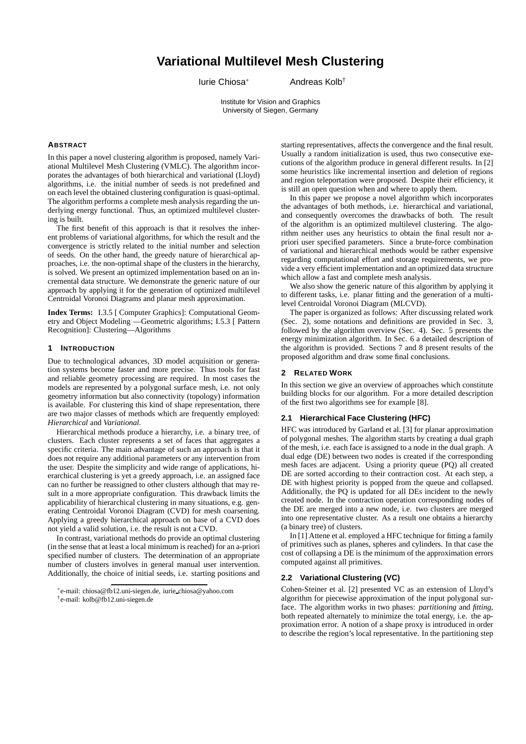# Variational Multilevel Mesh Clustering

Iurie Chiosa* Andreas Kolb†

Institute for Vision and Graphics
University of Siegen, Germany

## Abstract

In this paper a novel clustering algorithm is proposed, namely Variational Multilevel Mesh Clustering (VMLC). The algorithm incorporates the advantages of both hierarchical and variational (Lloyd) algorithms, i.e. the initial number of seeds is not predefined and on each level the obtained clustering configuration is quasi-optimal. The algorithm performs a complete mesh analysis regarding the underlying energy functional. Thus, an optimized multilevel clustering is built.

The first benefit of this approach is that it resolves the inherent problems of variational algorithms, for which the result and the convergence is strictly related to the initial number and selection of seeds. On the other hand, the greedy nature of hierarchical approaches, i.e. the non-optimal shape of the clusters in the hierarchy, is solved. We present an optimized implementation based on an incremental data structure. We demonstrate the generic nature of our approach by applying it for the generation of optimized multilevel Centroidal Voronoi Diagrams and planar mesh approximation.

**Index Terms:** I.3.5 [ Computer Graphics]: Computational Geometry and Object Modeling —Geometric algorithms; I.5.3 [ Pattern Recognition]: Clustering—Algorithms

## 1 Introduction

Due to technological advances, 3D model acquisition or generation systems become faster and more precise. Thus tools for fast and reliable geometry processing are required. In most cases the models are represented by a polygonal surface mesh, i.e. not only geometry information but also connectivity (topology) information is available. For clustering this kind of shape representation, there are two major classes of methods which are frequently employed: *Hierarchical* and *Variational*.

Hierarchical methods produce a hierarchy, i.e. a binary tree, of clusters. Each cluster represents a set of faces that aggregates a specific criteria. The main advantage of such an approach is that it does not require any additional parameters or any intervention from the user. Despite the simplicity and wide range of applications, hierarchical clustering is yet a greedy approach, i.e. an assigned face can no further be reassigned to other clusters although that may result in a more appropriate configuration. This drawback limits the applicability of hierarchical clustering in many situations, e.g. generating Centroidal Voronoi Diagram (CVD) for mesh coarsening. Applying a greedy hierarchical approach on base of a CVD does not yield a valid solution, i.e. the result is not a CVD.

In contrast, variational methods do provide an optimal clustering (in the sense that at least a local minimum is reached) for an a-priori specified number of clusters. The determination of an appropriate number of clusters involves in general manual user intervention. Additionally, the choice of initial seeds, i.e. starting positions and starting representatives, affects the convergence and the final result. Usually a random initialization is used, thus two consecutive executions of the algorithm produce in general different results. In [2] some heuristics like incremental insertion and deletion of regions and region teleportation were proposed. Despite their efficiency, it is still an open question when and where to apply them.

In this paper we propose a novel algorithm which incorporates the advantages of both methods, i.e. hierarchical and variational, and consequently overcomes the drawbacks of both. The result of the algorithm is an optimized multilevel clustering. The algorithm neither uses any heuristics to obtain the final result nor a-priori user specified parameters. Since a brute-force combination of variational and hierarchical methods would be rather expensive regarding computational effort and storage requirements, we provide a very efficient implementation and an optimized data structure which allow a fast and complete mesh analysis.

We also show the generic nature of this algorithm by applying it to different tasks, i.e. planar fitting and the generation of a multilevel Centroidal Voronoi Diagram (MLCVD).

The paper is organized as follows: After discussing related work (Sec. 2), some notations and definitions are provided in Sec. 3, followed by the algorithm overview (Sec. 4). Sec. 5 presents the energy minimization algorithm. In Sec. 6 a detailed description of the algorithm is provided. Sections 7 and 8 present results of the proposed algorithm and draw some final conclusions.

## 2 Related Work

In this section we give an overview of approaches which constitute building blocks for our algorithm. For a more detailed description of the first two algorithms see for example [8].

### 2.1 Hierarchical Face Clustering (HFC)

HFC was introduced by Garland et al. [3] for planar approximation of polygonal meshes. The algorithm starts by creating a dual graph of the mesh, i.e. each face is assigned to a node in the dual graph. A dual edge (DE) between two nodes is created if the corresponding mesh faces are adjacent. Using a priority queue (PQ) all created DE are sorted according to their contraction cost. At each step, a DE with highest priority is popped from the queue and collapsed. Additionally, the PQ is updated for all DEs incident to the newly created node. In the contraction operation corresponding nodes of the DE are merged into a new node, i.e. two clusters are merged into one representative cluster. As a result one obtains a hierarchy (a binary tree) of clusters.

In [1] Attene et al. employed a HFC technique for fitting a family of primitives such as planes, spheres and cylinders. In that case the cost of collapsing a DE is the minimum of the approximation errors computed against all primitives.

### 2.2 Variational Clustering (VC)

Cohen-Steiner et al. [2] presented VC as an extension of Lloyd's algorithm for piecewise approximation of the input polygonal surface. The algorithm works in two phases: *partitioning* and *fitting*, both repeated alternately to minimize the total energy, i.e. the approximation error. A notion of a shape proxy is introduced in order to describe the region's local representative. In the partitioning step

*e-mail: chiosa@fb12.uni-siegen.de, iurie_chiosa@yahoo.com

†e-mail: kolb@fb12.uni-siegen.de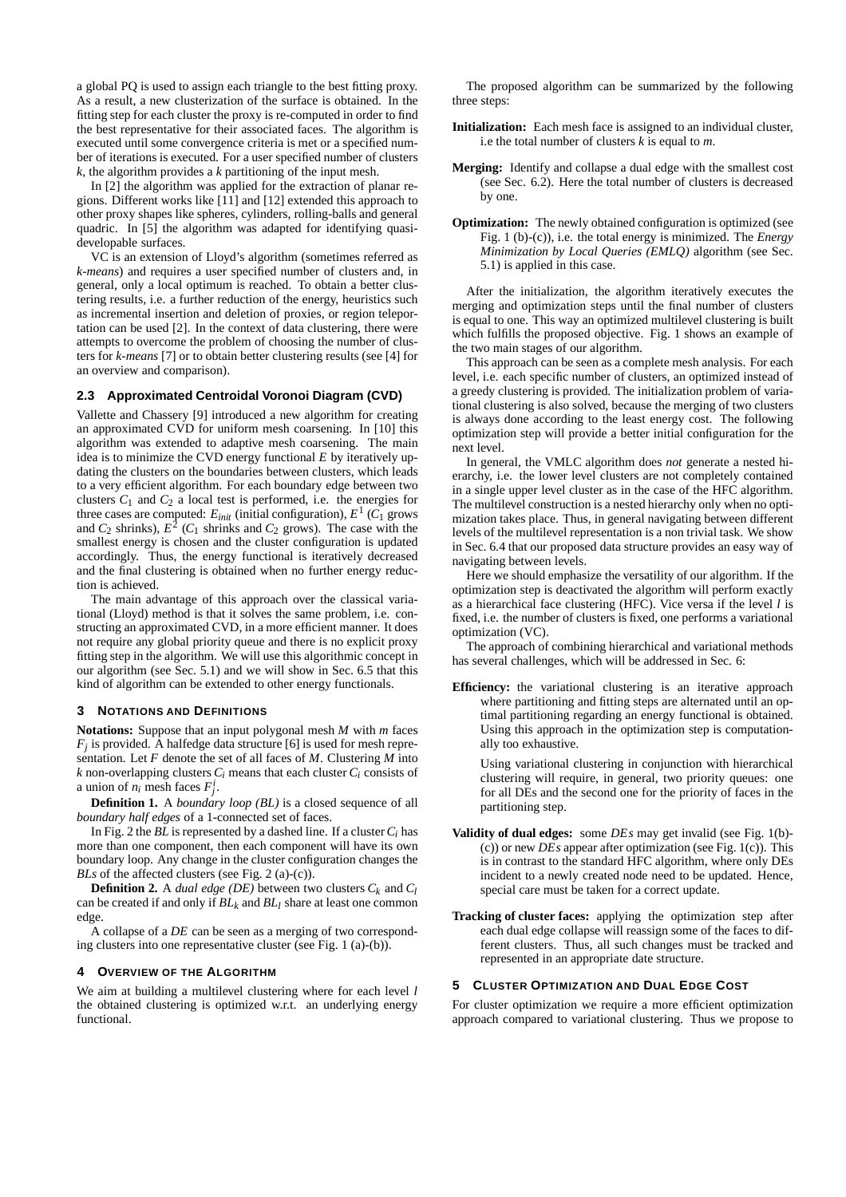a global PQ is used to assign each triangle to the best fitting proxy. As a result, a new clusterization of the surface is obtained. In the fitting step for each cluster the proxy is re-computed in order to find the best representative for their associated faces. The algorithm is executed until some convergence criteria is met or a specified number of iterations is executed. For a user specified number of clusters $k$, the algorithm provides a $k$ partitioning of the input mesh.

In [2] the algorithm was applied for the extraction of planar regions. Different works like [11] and [12] extended this approach to other proxy shapes like spheres, cylinders, rolling-balls and general quadric. In [5] the algorithm was adapted for identifying quasi-developable surfaces.

VC is an extension of Lloyd's algorithm (sometimes referred as *k-means*) and requires a user specified number of clusters and, in general, only a local optimum is reached. To obtain a better clustering results, i.e. a further reduction of the energy, heuristics such as incremental insertion and deletion of proxies, or region teleportation can be used [2]. In the context of data clustering, there were attempts to overcome the problem of choosing the number of clusters for *k-means* [7] or to obtain better clustering results (see [4] for an overview and comparison).

### 2.3 Approximated Centroidal Voronoi Diagram (CVD)

Vallette and Chassery [9] introduced a new algorithm for creating an approximated CVD for uniform mesh coarsening. In [10] this algorithm was extended to adaptive mesh coarsening. The main idea is to minimize the CVD energy functional $E$ by iteratively updating the clusters on the boundaries between clusters, which leads to a very efficient algorithm. For each boundary edge between two clusters $C_1$ and $C_2$ a local test is performed, i.e. the energies for three cases are computed: $E_{init}$ (initial configuration), $E^1$ ($C_1$ grows and $C_2$ shrinks), $E^2$ ($C_1$ shrinks and $C_2$ grows). The case with the smallest energy is chosen and the cluster configuration is updated accordingly. Thus, the energy functional is iteratively decreased and the final clustering is obtained when no further energy reduction is achieved.

The main advantage of this approach over the classical variational (Lloyd) method is that it solves the same problem, i.e. constructing an approximated CVD, in a more efficient manner. It does not require any global priority queue and there is no explicit proxy fitting step in the algorithm. We will use this algorithmic concept in our algorithm (see Sec. 5.1) and we will show in Sec. 6.5 that this kind of algorithm can be extended to other energy functionals.

## 3 Notations and Definitions

**Notations:** Suppose that an input polygonal mesh $M$ with $m$ faces $F_j$ is provided. A halfedge data structure [6] is used for mesh representation. Let $F$ denote the set of all faces of $M$. Clustering $M$ into $k$ non-overlapping clusters $C_i$ means that each cluster $C_i$ consists of a union of $n_i$ mesh faces $F_j^i$.

**Definition 1.** A *boundary loop (BL)* is a closed sequence of all *boundary half edges* of a 1-connected set of faces.

In Fig. 2 the *BL* is represented by a dashed line. If a cluster $C_i$ has more than one component, then each component will have its own boundary loop. Any change in the cluster configuration changes the *BLs* of the affected clusters (see Fig. 2 (a)-(c)).

**Definition 2.** A *dual edge (DE)* between two clusters $C_k$ and $C_l$ can be created if and only if $BL_k$ and $BL_l$ share at least one common edge.

A collapse of a *DE* can be seen as a merging of two corresponding clusters into one representative cluster (see Fig. 1 (a)-(b)).

## 4 Overview of the Algorithm

We aim at building a multilevel clustering where for each level $l$ the obtained clustering is optimized w.r.t. an underlying energy functional.

The proposed algorithm can be summarized by the following three steps:

**Initialization:** Each mesh face is assigned to an individual cluster, i.e the total number of clusters $k$ is equal to $m$.

**Merging:** Identify and collapse a dual edge with the smallest cost (see Sec. 6.2). Here the total number of clusters is decreased by one.

**Optimization:** The newly obtained configuration is optimized (see Fig. 1 (b)-(c)), i.e. the total energy is minimized. The *Energy Minimization by Local Queries (EMLQ)* algorithm (see Sec. 5.1) is applied in this case.

After the initialization, the algorithm iteratively executes the merging and optimization steps until the final number of clusters is equal to one. This way an optimized multilevel clustering is built which fulfills the proposed objective. Fig. 1 shows an example of the two main stages of our algorithm.

This approach can be seen as a complete mesh analysis. For each level, i.e. each specific number of clusters, an optimized instead of a greedy clustering is provided. The initialization problem of variational clustering is also solved, because the merging of two clusters is always done according to the least energy cost. The following optimization step will provide a better initial configuration for the next level.

In general, the VMLC algorithm does *not* generate a nested hierarchy, i.e. the lower level clusters are not completely contained in a single upper level cluster as in the case of the HFC algorithm. The multilevel construction is a nested hierarchy only when no optimization takes place. Thus, in general navigating between different levels of the multilevel representation is a non trivial task. We show in Sec. 6.4 that our proposed data structure provides an easy way of navigating between levels.

Here we should emphasize the versatility of our algorithm. If the optimization step is deactivated the algorithm will perform exactly as a hierarchical face clustering (HFC). Vice versa if the level $l$ is fixed, i.e. the number of clusters is fixed, one performs a variational optimization (VC).

The approach of combining hierarchical and variational methods has several challenges, which will be addressed in Sec. 6:

**Efficiency:** the variational clustering is an iterative approach where partitioning and fitting steps are alternated until an optimal partitioning regarding an energy functional is obtained. Using this approach in the optimization step is computationally too exhaustive.

Using variational clustering in conjunction with hierarchical clustering will require, in general, two priority queues: one for all DEs and the second one for the priority of faces in the partitioning step.

**Validity of dual edges:** some *DEs* may get invalid (see Fig. 1(b)-(c)) or new *DEs* appear after optimization (see Fig. 1(c)). This is in contrast to the standard HFC algorithm, where only DEs incident to a newly created node need to be updated. Hence, special care must be taken for a correct update.

**Tracking of cluster faces:** applying the optimization step after each dual edge collapse will reassign some of the faces to different clusters. Thus, all such changes must be tracked and represented in an appropriate date structure.

## 5 Cluster Optimization and Dual Edge Cost

For cluster optimization we require a more efficient optimization approach compared to variational clustering. Thus we propose to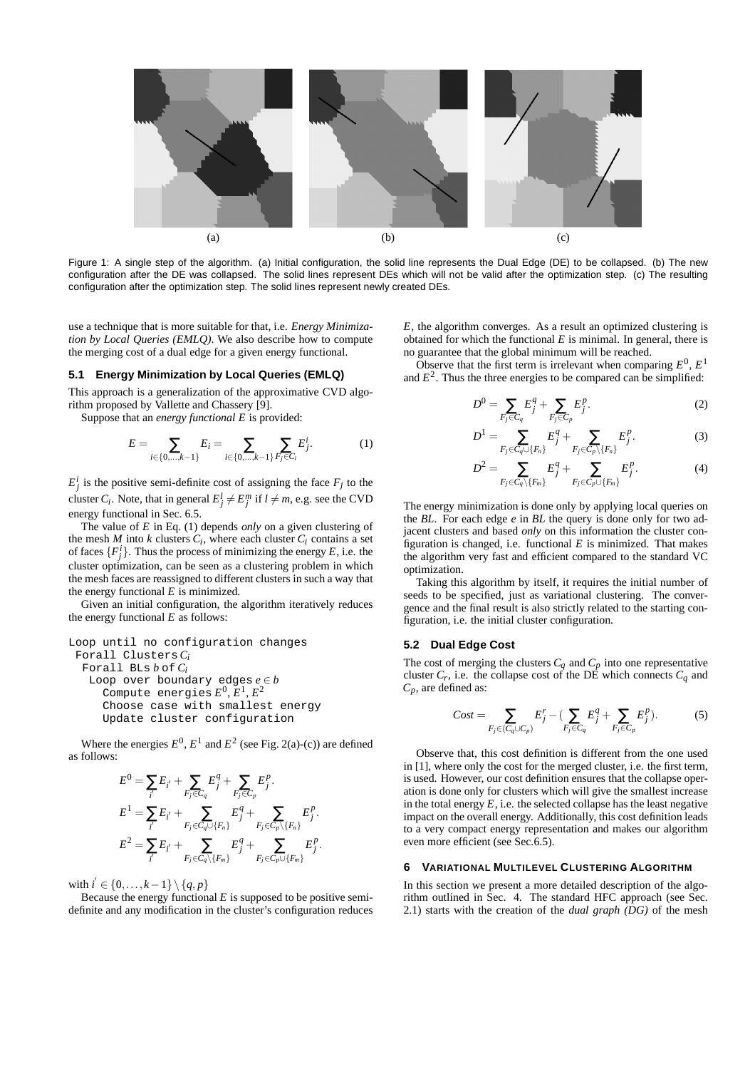(a) (b) (c)

Figure 1: A single step of the algorithm. (a) Initial configuration, the solid line represents the Dual Edge (DE) to be collapsed. (b) The new configuration after the DE was collapsed. The solid lines represent DEs which will not be valid after the optimization step. (c) The resulting configuration after the optimization step. The solid lines represent newly created DEs.

use a technique that is more suitable for that, i.e. *Energy Minimization by Local Queries (EMLQ)*. We also describe how to compute the merging cost of a dual edge for a given energy functional.

### 5.1 Energy Minimization by Local Queries (EMLQ)

This approach is a generalization of the approximative CVD algorithm proposed by Vallette and Chassery [9].

Suppose that an *energy functional* $E$ is provided:

$$E = \sum_{i \in \{0,\ldots,k-1\}} E_i = \sum_{i \in \{0,\ldots,k-1\}} \sum_{F_j \in C_i} E^i_j. \tag{1}$$

$E^i_j$ is the positive semi-definite cost of assigning the face $F_j$ to the cluster $C_i$. Note, that in general $E^l_j \neq E^m_j$ if $l \neq m$, e.g. see the CVD energy functional in Sec. 6.5.

The value of $E$ in Eq. (1) depends *only* on a given clustering of the mesh $M$ into $k$ clusters $C_i$, where each cluster $C_i$ contains a set of faces $\{F^i_j\}$. Thus the process of minimizing the energy $E$, i.e. the cluster optimization, can be seen as a clustering problem in which the mesh faces are reassigned to different clusters in such a way that the energy functional $E$ is minimized.

Given an initial configuration, the algorithm iteratively reduces the energy functional $E$ as follows:

```
Loop until no configuration changes
 Forall Clusters C_i
  Forall BLs b of C_i
   Loop over boundary edges e ∈ b
    Compute energies E^0, E^1, E^2
    Choose case with smallest energy
    Update cluster configuration
```

Where the energies $E^0$, $E^1$ and $E^2$ (see Fig. 2(a)-(c)) are defined as follows:

$$E^0 = \sum_{i'} E_{i'} + \sum_{F_j \in C_q} E^q_j + \sum_{F_j \in C_p} E^p_j.$$

$$E^1 = \sum_{i'} E_{i'} + \sum_{F_j \in C_q \cup \{F_n\}} E^q_j + \sum_{F_j \in C_p \setminus \{F_n\}} E^p_j.$$

$$E^2 = \sum_{i'} E_{i'} + \sum_{F_j \in C_q \setminus \{F_m\}} E^q_j + \sum_{F_j \in C_p \cup \{F_m\}} E^p_j.$$

with $i' \in \{0,\ldots,k-1\} \setminus \{q,p\}$

Because the energy functional $E$ is supposed to be positive semi-definite and any modification in the cluster's configuration reduces $E$, the algorithm converges. As a result an optimized clustering is obtained for which the functional $E$ is minimal. In general, there is no guarantee that the global minimum will be reached.

Observe that the first term is irrelevant when comparing $E^0$, $E^1$ and $E^2$. Thus the three energies to be compared can be simplified:

$$D^0 = \sum_{F_j \in C_q} E^q_j + \sum_{F_j \in C_p} E^p_j. \tag{2}$$

$$D^1 = \sum_{F_j \in C_q \cup \{F_n\}} E^q_j + \sum_{F_j \in C_p \setminus \{F_n\}} E^p_j. \tag{3}$$

$$D^2 = \sum_{F_j \in C_q \setminus \{F_m\}} E^q_j + \sum_{F_j \in C_p \cup \{F_m\}} E^p_j. \tag{4}$$

The energy minimization is done only by applying local queries on the *BL*. For each edge $e$ in *BL* the query is done only for two adjacent clusters and based *only* on this information the cluster configuration is changed, i.e. functional $E$ is minimized. That makes the algorithm very fast and efficient compared to the standard VC optimization.

Taking this algorithm by itself, it requires the initial number of seeds to be specified, just as variational clustering. The convergence and the final result is also strictly related to the starting configuration, i.e. the initial cluster configuration.

### 5.2 Dual Edge Cost

The cost of merging the clusters $C_q$ and $C_p$ into one representative cluster $C_r$, i.e. the collapse cost of the DE which connects $C_q$ and $C_p$, are defined as:

$$Cost = \sum_{F_j \in (C_q \cup C_p)} E^r_j - \left( \sum_{F_j \in C_q} E^q_j + \sum_{F_j \in C_p} E^p_j \right). \tag{5}$$

Observe that, this cost definition is different from the one used in [1], where only the cost for the merged cluster, i.e. the first term, is used. However, our cost definition ensures that the collapse operation is done only for clusters which will give the smallest increase in the total energy $E$, i.e. the selected collapse has the least negative impact on the overall energy. Additionally, this cost definition leads to a very compact energy representation and makes our algorithm even more efficient (see Sec.6.5).

## 6 Variational Multilevel Clustering Algorithm

In this section we present a more detailed description of the algorithm outlined in Sec. 4. The standard HFC approach (see Sec. 2.1) starts with the creation of the *dual graph (DG)* of the mesh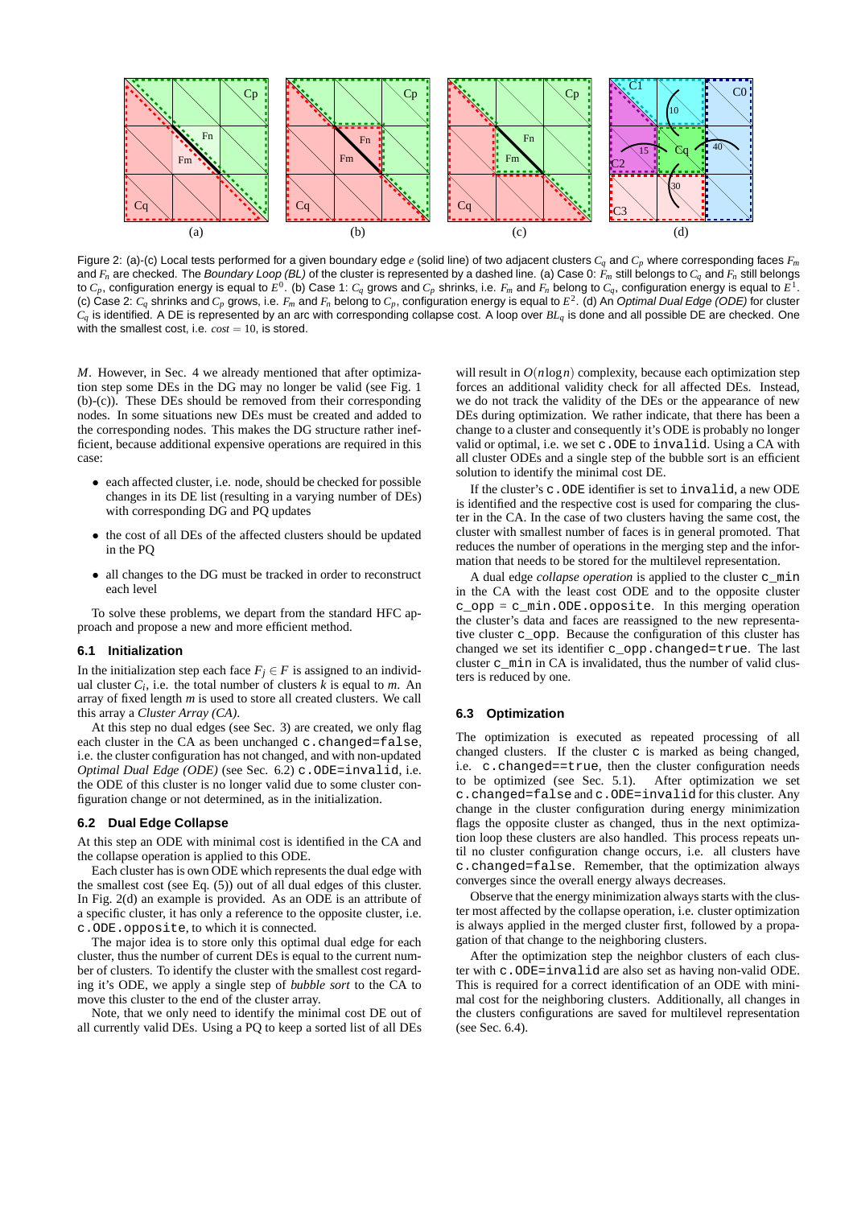Figure 2: (a)-(c) Local tests performed for a given boundary edge $e$ (solid line) of two adjacent clusters $C_q$ and $C_p$ where corresponding faces $F_m$ and $F_n$ are checked. The *Boundary Loop (BL)* of the cluster is represented by a dashed line. (a) Case 0: $F_m$ still belongs to $C_q$ and $F_n$ still belongs to $C_p$, configuration energy is equal to $E^0$. (b) Case 1: $C_q$ grows and $C_p$ shrinks, i.e. $F_m$ and $F_n$ belong to $C_q$, configuration energy is equal to $E^1$. (c) Case 2: $C_q$ shrinks and $C_p$ grows, i.e. $F_m$ and $F_n$ belong to $C_p$, configuration energy is equal to $E^2$. (d) An *Optimal Dual Edge (ODE)* for cluster $C_q$ is identified. A DE is represented by an arc with corresponding collapse cost. A loop over $BL_q$ is done and all possible DE are checked. One with the smallest cost, i.e. $cost = 10$, is stored.

$M$. However, in Sec. 4 we already mentioned that after optimization step some DEs in the DG may no longer be valid (see Fig. 1 (b)-(c)). These DEs should be removed from their corresponding nodes. In some situations new DEs must be created and added to the corresponding nodes. This makes the DG structure rather inefficient, because additional expensive operations are required in this case:

- each affected cluster, i.e. node, should be checked for possible changes in its DE list (resulting in a varying number of DEs) with corresponding DG and PQ updates
- the cost of all DEs of the affected clusters should be updated in the PQ
- all changes to the DG must be tracked in order to reconstruct each level

To solve these problems, we depart from the standard HFC approach and propose a new and more efficient method.

### 6.1 Initialization

In the initialization step each face $F_j \in F$ is assigned to an individual cluster $C_i$, i.e. the total number of clusters $k$ is equal to $m$. An array of fixed length $m$ is used to store all created clusters. We call this array a *Cluster Array (CA)*.

At this step no dual edges (see Sec. 3) are created, we only flag each cluster in the CA as been unchanged `c.changed=false`, i.e. the cluster configuration has not changed, and with non-updated *Optimal Dual Edge (ODE)* (see Sec. 6.2) `c.ODE=invalid`, i.e. the ODE of this cluster is no longer valid due to some cluster configuration change or not determined, as in the initialization.

### 6.2 Dual Edge Collapse

At this step an ODE with minimal cost is identified in the CA and the collapse operation is applied to this ODE.

Each cluster has is own ODE which represents the dual edge with the smallest cost (see Eq. (5)) out of all dual edges of this cluster. In Fig. 2(d) an example is provided. As an ODE is an attribute of a specific cluster, it has only a reference to the opposite cluster, i.e. `c.ODE.opposite`, to which it is connected.

The major idea is to store only this optimal dual edge for each cluster, thus the number of current DEs is equal to the current number of clusters. To identify the cluster with the smallest cost regarding it's ODE, we apply a single step of *bubble sort* to the CA to move this cluster to the end of the cluster array.

Note, that we only need to identify the minimal cost DE out of all currently valid DEs. Using a PQ to keep a sorted list of all DEs will result in $O(n \log n)$ complexity, because each optimization step forces an additional validity check for all affected DEs. Instead, we do not track the validity of the DEs or the appearance of new DEs during optimization. We rather indicate, that there has been a change to a cluster and consequently it's ODE is probably no longer valid or optimal, i.e. we set `c.ODE` to `invalid`. Using a CA with all cluster ODEs and a single step of the bubble sort is an efficient solution to identify the minimal cost DE.

If the cluster's `c.ODE` identifier is set to `invalid`, a new ODE is identified and the respective cost is used for comparing the cluster in the CA. In the case of two clusters having the same cost, the cluster with smallest number of faces is in general promoted. That reduces the number of operations in the merging step and the information that needs to be stored for the multilevel representation.

A dual edge *collapse operation* is applied to the cluster `c_min` in the CA with the least cost ODE and to the opposite cluster `c_opp = c_min.ODE.opposite`. In this merging operation the cluster's data and faces are reassigned to the new representative cluster `c_opp`. Because the configuration of this cluster has changed we set its identifier `c_opp.changed=true`. The last cluster `c_min` in CA is invalidated, thus the number of valid clusters is reduced by one.

### 6.3 Optimization

The optimization is executed as repeated processing of all changed clusters. If the cluster `c` is marked as being changed, i.e. `c.changed==true`, then the cluster configuration needs to be optimized (see Sec. 5.1). After optimization we set `c.changed=false` and `c.ODE=invalid` for this cluster. Any change in the cluster configuration during energy minimization flags the opposite cluster as changed, thus in the next optimization loop these clusters are also handled. This process repeats until no cluster configuration change occurs, i.e. all clusters have `c.changed=false`. Remember, that the optimization always converges since the overall energy always decreases.

Observe that the energy minimization always starts with the cluster most affected by the collapse operation, i.e. cluster optimization is always applied in the merged cluster first, followed by a propagation of that change to the neighboring clusters.

After the optimization step the neighbor clusters of each cluster with `c.ODE=invalid` are also set as having non-valid ODE. This is required for a correct identification of an ODE with minimal cost for the neighboring clusters. Additionally, all changes in the clusters configurations are saved for multilevel representation (see Sec. 6.4).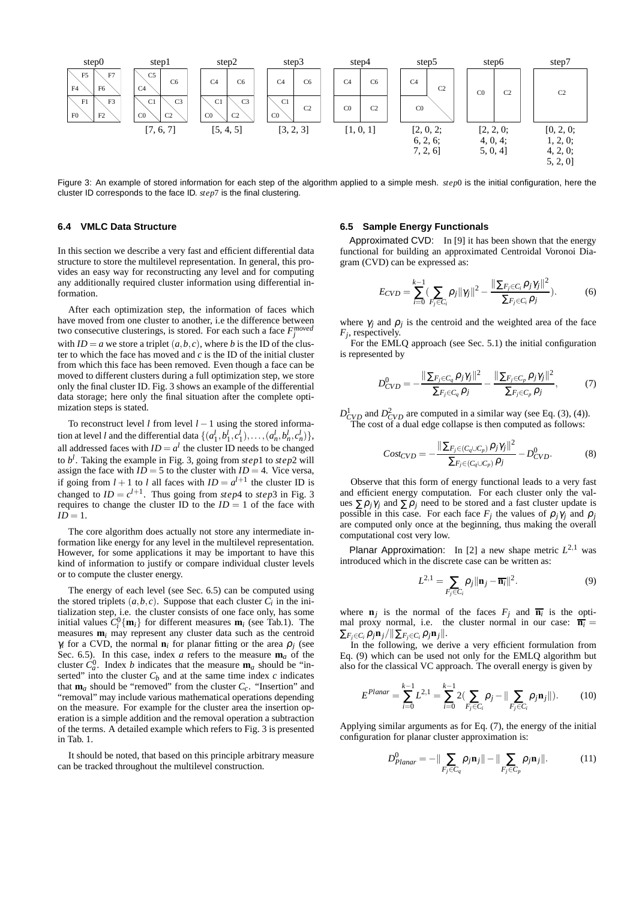| step0 | step1 | step2 | step3 | step4 | step5 | step6 | step7 |
|---|---|---|---|---|---|---|---|
| F5 F7 F4 F6 F1 F3 F0 F2 | C5 C6 C4 C1 C3 C0 C2 | C4 C6 C1 C3 C0 C2 | C4 C6 C1 C2 C0 | C4 C6 C0 C2 | C4 C2 C0 | C0 C2 | C2 |
|  | [7, 6, 7] | [5, 4, 5] | [3, 2, 3] | [1, 0, 1] | [2, 0, 2; 6, 2, 6; 7, 2, 6] | [2, 2, 0; 4, 0, 4; 5, 0, 4] | [0, 2, 0; 1, 2, 0; 4, 2, 0; 5, 2, 0] |

Figure 3: An example of stored information for each step of the algorithm applied to a simple mesh. *step*0 is the initial configuration, here the cluster ID corresponds to the face ID. *step*7 is the final clustering.

### 6.4 VMLC Data Structure

In this section we describe a very fast and efficient differential data structure to store the multilevel representation. In general, this provides an easy way for reconstructing any level and for computing any additionally required cluster information using differential information.

After each optimization step, the information of faces which have moved from one cluster to another, i.e the difference between two consecutive clusterings, is stored. For each such a face $F_j^{moved}$ with $ID = a$ we store a triplet $(a,b,c)$, where $b$ is the ID of the cluster to which the face has moved and $c$ is the ID of the initial cluster from which this face has been removed. Even though a face can be moved to different clusters during a full optimization step, we store only the final cluster ID. Fig. 3 shows an example of the differential data storage; here only the final situation after the complete optimization steps is stated.

To reconstruct level $l$ from level $l-1$ using the stored information at level $l$ and the differential data $\{(a_1^l,b_1^l,c_1^l),\ldots,(a_n^l,b_n^l,c_n^l)\}$, all addressed faces with $ID = a^l$ the cluster ID needs to be changed to $b^l$. Taking the example in Fig. 3, going from *step*1 to *step*2 will assign the face with $ID = 5$ to the cluster with $ID = 4$. Vice versa, if going from $l+1$ to $l$ all faces with $ID = a^{l+1}$ the cluster ID is changed to $ID = c^{l+1}$. Thus going from *step*4 to *step*3 in Fig. 3 requires to change the cluster ID to the $ID = 1$ of the face with $ID = 1$.

The core algorithm does actually not store any intermediate information like energy for any level in the multilevel representation. However, for some applications it may be important to have this kind of information to justify or compare individual cluster levels or to compute the cluster energy.

The energy of each level (see Sec. 6.5) can be computed using the stored triplets $(a,b,c)$. Suppose that each cluster $C_i$ in the initialization step, i.e. the cluster consists of one face only, has some initial values $C_i^0\{\mathbf{m}_i\}$ for different measures $\mathbf{m}_i$ (see Tab.1). The measures $\mathbf{m}_i$ may represent any cluster data such as the centroid $\gamma_i$ for a CVD, the normal $\mathbf{n}_i$ for planar fitting or the area $\rho_j$ (see Sec. 6.5). In this case, index $a$ refers to the measure $\mathbf{m}_a$ of the cluster $C_a^0$. Index $b$ indicates that the measure $\mathbf{m}_a$ should be "inserted" into the cluster $C_b$ and at the same time index $c$ indicates that $\mathbf{m}_a$ should be "removed" from the cluster $C_c$. "Insertion" and "removal" may include various mathematical operations depending on the measure. For example for the cluster area the insertion operation is a simple addition and the removal operation a subtraction of the terms. A detailed example which refers to Fig. 3 is presented in Tab. 1.

It should be noted, that based on this principle arbitrary measure can be tracked throughout the multilevel construction.

### 6.5 Sample Energy Functionals

Approximated CVD: In [9] it has been shown that the energy functional for building an approximated Centroidal Voronoi Diagram (CVD) can be expressed as:

$$E_{CVD} = \sum_{i=0}^{k-1}\Big(\sum_{F_j\in C_i}\rho_j\|\gamma_j\|^2 - \frac{\|\sum_{F_j\in C_i}\rho_j\gamma_j\|^2}{\sum_{F_j\in C_i}\rho_j}\Big). \tag{6}$$

where $\gamma_j$ and $\rho_j$ is the centroid and the weighted area of the face $F_j$, respectively.

For the EMLQ approach (see Sec. 5.1) the initial configuration is represented by

$$D_{CVD}^0 = -\frac{\|\sum_{F_j\in C_q}\rho_j\gamma_j\|^2}{\sum_{F_j\in C_q}\rho_j} - \frac{\|\sum_{F_j\in C_p}\rho_j\gamma_j\|^2}{\sum_{F_j\in C_p}\rho_j}, \tag{7}$$

$D_{CVD}^1$ and $D_{CVD}^2$ are computed in a similar way (see Eq. (3), (4)).

The cost of a dual edge collapse is then computed as follows:

$$Cost_{CVD} = -\frac{\|\sum_{F_j\in(C_q\cup C_p)}\rho_j\gamma_j\|^2}{\sum_{F_j\in(C_q\cup C_p)}\rho_j} - D_{CVD}^0. \tag{8}$$

Observe that this form of energy functional leads to a very fast and efficient energy computation. For each cluster only the values $\sum\rho_j\gamma_j$ and $\sum\rho_j$ need to be stored and a fast cluster update is possible in this case. For each face $F_j$ the values of $\rho_j\gamma_j$ and $\rho_j$ are computed only once at the beginning, thus making the overall computational cost very low.

Planar Approximation: In [2] a new shape metric $L^{2,1}$ was introduced which in the discrete case can be written as:

$$L^{2,1} = \sum_{F_j\in C_i}\rho_j\|\mathbf{n}_j - \overline{\mathbf{n}_i}\|^2. \tag{9}$$

where $\mathbf{n}_j$ is the normal of the faces $F_j$ and $\overline{\mathbf{n}_i}$ is the optimal proxy normal, i.e. the cluster normal in our case: $\overline{\mathbf{n}_i} = \sum_{F_j\in C_i}\rho_j\mathbf{n}_j/\|\sum_{F_j\in C_i}\rho_j\mathbf{n}_j\|$.

In the following, we derive a very efficient formulation from Eq. (9) which can be used not only for the EMLQ algorithm but also for the classical VC approach. The overall energy is given by

$$E^{Planar} = \sum_{i=0}^{k-1}L^{2,1} = \sum_{i=0}^{k-1}2\Big(\sum_{F_j\in C_i}\rho_j - \|\sum_{F_j\in C_i}\rho_j\mathbf{n}_j\|\Big). \tag{10}$$

Applying similar arguments as for Eq. (7), the energy of the initial configuration for planar cluster approximation is:

$$D_{Planar}^0 = -\|\sum_{F_j\in C_q}\rho_j\mathbf{n}_j\| - \|\sum_{F_j\in C_p}\rho_j\mathbf{n}_j\|. \tag{11}$$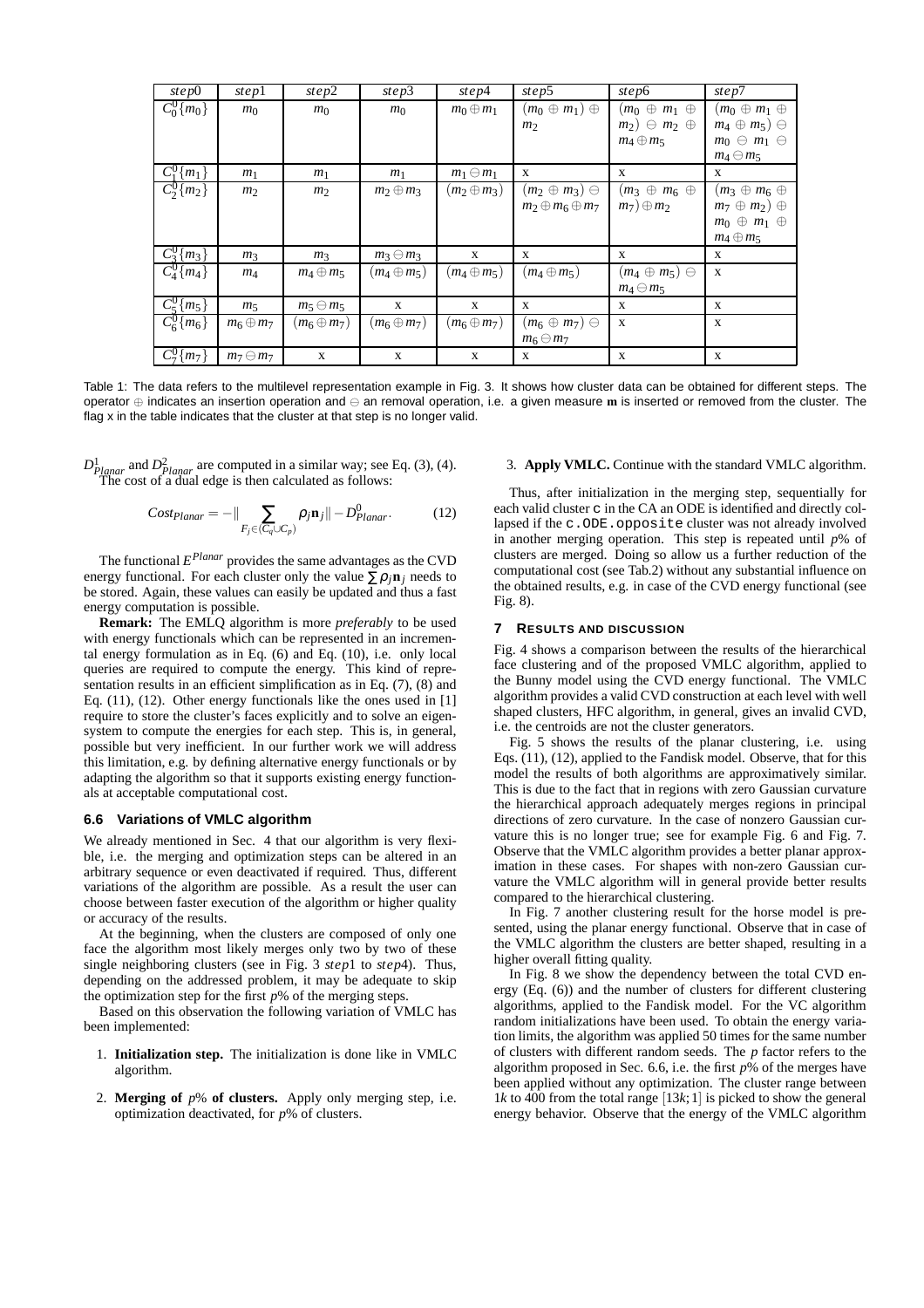| $step0$ | $step1$ | $step2$ | $step3$ | $step4$ | $step5$ | $step6$ | $step7$ |
|---|---|---|---|---|---|---|---|
| $C_0^0\{m_0\}$ | $m_0$ | $m_0$ | $m_0$ | $m_0 \oplus m_1$ | $(m_0 \oplus m_1) \oplus m_2$ | $(m_0 \oplus m_1 \oplus m_2) \ominus m_2 \oplus m_4 \oplus m_5$ | $(m_0 \oplus m_1 \oplus m_4 \oplus m_5) \ominus m_0 \ominus m_1 \ominus m_4 \ominus m_5$ |
| $C_1^0\{m_1\}$ | $m_1$ | $m_1$ | $m_1$ | $m_1 \ominus m_1$ | x | x | x |
| $C_2^0\{m_2\}$ | $m_2$ | $m_2$ | $m_2 \oplus m_3$ | $(m_2 \oplus m_3)$ | $(m_2 \oplus m_3) \ominus m_2 \oplus m_6 \oplus m_7$ | $(m_3 \oplus m_6 \oplus m_7) \oplus m_2$ | $(m_3 \oplus m_6 \oplus m_7 \oplus m_2) \oplus m_0 \oplus m_1 \oplus m_4 \oplus m_5$ |
| $C_3^0\{m_3\}$ | $m_3$ | $m_3$ | $m_3 \ominus m_3$ | x | x | x | x |
| $C_4^0\{m_4\}$ | $m_4$ | $m_4 \oplus m_5$ | $(m_4 \oplus m_5)$ | $(m_4 \oplus m_5)$ | $(m_4 \oplus m_5)$ | $(m_4 \oplus m_5) \ominus m_4 \ominus m_5$ | x |
| $C_5^0\{m_5\}$ | $m_5$ | $m_5 \ominus m_5$ | x | x | x | x | x |
| $C_6^0\{m_6\}$ | $m_6 \oplus m_7$ | $(m_6 \oplus m_7)$ | $(m_6 \oplus m_7)$ | $(m_6 \oplus m_7)$ | $(m_6 \oplus m_7) \ominus m_6 \ominus m_7$ | x | x |
| $C_7^0\{m_7\}$ | $m_7 \ominus m_7$ | x | x | x | x | x | x |

Table 1: The data refers to the multilevel representation example in Fig. 3. It shows how cluster data can be obtained for different steps. The operator $\oplus$ indicates an insertion operation and $\ominus$ an removal operation, i.e. a given measure $\mathbf{m}$ is inserted or removed from the cluster. The flag x in the table indicates that the cluster at that step is no longer valid.

$D^1_{Planar}$ and $D^2_{Planar}$ are computed in a similar way; see Eq. (3), (4). The cost of a dual edge is then calculated as follows:

$$Cost_{Planar} = -\|\sum_{F_j \in (C_q \cup C_p)} \rho_j \mathbf{n}_j\| - D^0_{Planar}. \tag{12}$$

The functional $E^{Planar}$ provides the same advantages as the CVD energy functional. For each cluster only the value $\sum \rho_j \mathbf{n}_j$ needs to be stored. Again, these values can easily be updated and thus a fast energy computation is possible.

**Remark:** The EMLQ algorithm is more *preferably* to be used with energy functionals which can be represented in an incremental energy formulation as in Eq. (6) and Eq. (10), i.e. only local queries are required to compute the energy. This kind of representation results in an efficient simplification as in Eq. (7), (8) and Eq. (11), (12). Other energy functionals like the ones used in [1] require to store the cluster's faces explicitly and to solve an eigensystem to compute the energies for each step. This is, in general, possible but very inefficient. In our further work we will address this limitation, e.g. by defining alternative energy functionals or by adapting the algorithm so that it supports existing energy functionals at acceptable computational cost.

### 6.6 Variations of VMLC algorithm

We already mentioned in Sec. 4 that our algorithm is very flexible, i.e. the merging and optimization steps can be altered in an arbitrary sequence or even deactivated if required. Thus, different variations of the algorithm are possible. As a result the user can choose between faster execution of the algorithm or higher quality or accuracy of the results.

At the beginning, when the clusters are composed of only one face the algorithm most likely merges only two by two of these single neighboring clusters (see in Fig. 3 $step1$ to $step4$). Thus, depending on the addressed problem, it may be adequate to skip the optimization step for the first $p$% of the merging steps.

Based on this observation the following variation of VMLC has been implemented:

1. **Initialization step.** The initialization is done like in VMLC algorithm.
2. **Merging of $p$% of clusters.** Apply only merging step, i.e. optimization deactivated, for $p$% of clusters.
3. **Apply VMLC.** Continue with the standard VMLC algorithm.

Thus, after initialization in the merging step, sequentially for each valid cluster `c` in the CA an ODE is identified and directly collapsed if the `c.ODE.opposite` cluster was not already involved in another merging operation. This step is repeated until $p$% of clusters are merged. Doing so allow us a further reduction of the computational cost (see Tab.2) without any substantial influence on the obtained results, e.g. in case of the CVD energy functional (see Fig. 8).

## 7 RESULTS AND DISCUSSION

Fig. 4 shows a comparison between the results of the hierarchical face clustering and of the proposed VMLC algorithm, applied to the Bunny model using the CVD energy functional. The VMLC algorithm provides a valid CVD construction at each level with well shaped clusters, HFC algorithm, in general, gives an invalid CVD, i.e. the centroids are not the cluster generators.

Fig. 5 shows the results of the planar clustering, i.e. using Eqs. (11), (12), applied to the Fandisk model. Observe, that for this model the results of both algorithms are approximatively similar. This is due to the fact that in regions with zero Gaussian curvature the hierarchical approach adequately merges regions in principal directions of zero curvature. In the case of nonzero Gaussian curvature this is no longer true; see for example Fig. 6 and Fig. 7. Observe that the VMLC algorithm provides a better planar approximation in these cases. For shapes with non-zero Gaussian curvature the VMLC algorithm will in general provide better results compared to the hierarchical clustering.

In Fig. 7 another clustering result for the horse model is presented, using the planar energy functional. Observe that in case of the VMLC algorithm the clusters are better shaped, resulting in a higher overall fitting quality.

In Fig. 8 we show the dependency between the total CVD energy (Eq. (6)) and the number of clusters for different clustering algorithms, applied to the Fandisk model. For the VC algorithm random initializations have been used. To obtain the energy variation limits, the algorithm was applied 50 times for the same number of clusters with different random seeds. The $p$ factor refers to the algorithm proposed in Sec. 6.6, i.e. the first $p$% of the merges have been applied without any optimization. The cluster range between $1k$ to 400 from the total range $[13k;1]$ is picked to show the general energy behavior. Observe that the energy of the VMLC algorithm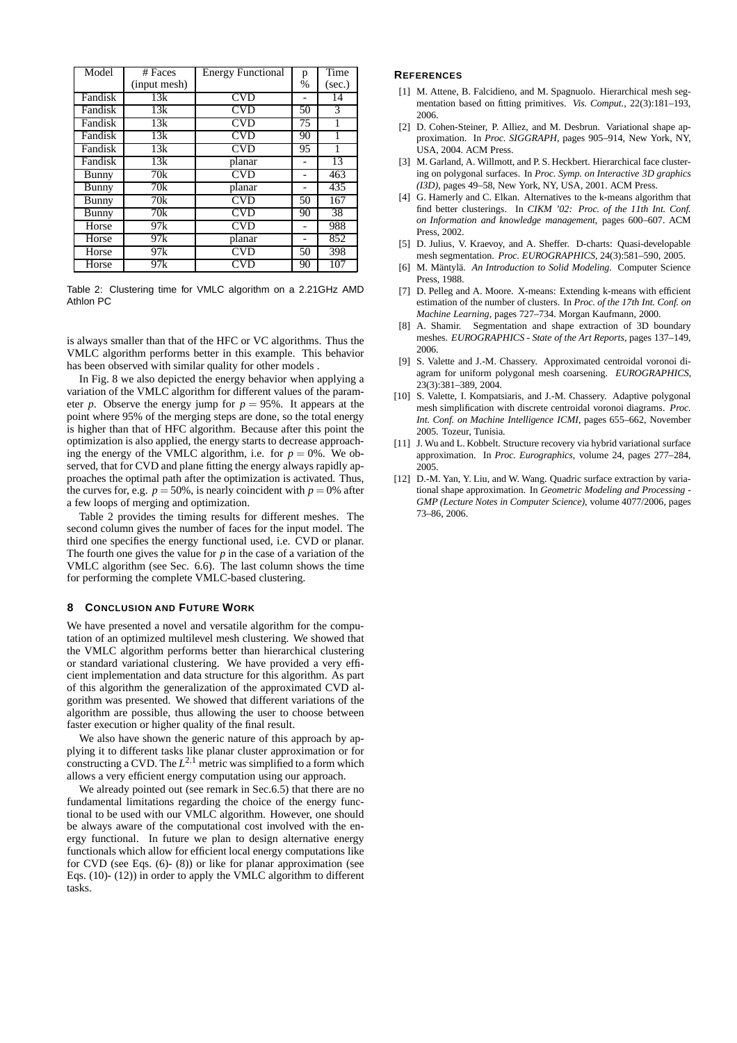| Model | # Faces (input mesh) | Energy Functional | p % | Time (sec.) |
|---|---|---|---|---|
| Fandisk | 13k | CVD | - | 14 |
| Fandisk | 13k | CVD | 50 | 3 |
| Fandisk | 13k | CVD | 75 | 1 |
| Fandisk | 13k | CVD | 90 | 1 |
| Fandisk | 13k | CVD | 95 | 1 |
| Fandisk | 13k | planar | - | 13 |
| Bunny | 70k | CVD | - | 463 |
| Bunny | 70k | planar | - | 435 |
| Bunny | 70k | CVD | 50 | 167 |
| Bunny | 70k | CVD | 90 | 38 |
| Horse | 97k | CVD | - | 988 |
| Horse | 97k | planar | - | 852 |
| Horse | 97k | CVD | 50 | 398 |
| Horse | 97k | CVD | 90 | 107 |

Table 2: Clustering time for VMLC algorithm on a 2.21GHz AMD Athlon PC

is always smaller than that of the HFC or VC algorithms. Thus the VMLC algorithm performs better in this example. This behavior has been observed with similar quality for other models .

In Fig. 8 we also depicted the energy behavior when applying a variation of the VMLC algorithm for different values of the parameter $p$. Observe the energy jump for $p = 95\%$. It appears at the point where 95% of the merging steps are done, so the total energy is higher than that of HFC algorithm. Because after this point the optimization is also applied, the energy starts to decrease approaching the energy of the VMLC algorithm, i.e. for $p = 0\%$. We observed, that for CVD and plane fitting the energy always rapidly approaches the optimal path after the optimization is activated. Thus, the curves for, e.g. $p = 50\%$, is nearly coincident with $p = 0\%$ after a few loops of merging and optimization.

Table 2 provides the timing results for different meshes. The second column gives the number of faces for the input model. The third one specifies the energy functional used, i.e. CVD or planar. The fourth one gives the value for $p$ in the case of a variation of the VMLC algorithm (see Sec. 6.6). The last column shows the time for performing the complete VMLC-based clustering.

## 8 Conclusion and Future Work

We have presented a novel and versatile algorithm for the computation of an optimized multilevel mesh clustering. We showed that the VMLC algorithm performs better than hierarchical clustering or standard variational clustering. We have provided a very efficient implementation and data structure for this algorithm. As part of this algorithm the generalization of the approximated CVD algorithm was presented. We showed that different variations of the algorithm are possible, thus allowing the user to choose between faster execution or higher quality of the final result.

We also have shown the generic nature of this approach by applying it to different tasks like planar cluster approximation or for constructing a CVD. The $L^{2,1}$ metric was simplified to a form which allows a very efficient energy computation using our approach.

We already pointed out (see remark in Sec.6.5) that there are no fundamental limitations regarding the choice of the energy functional to be used with our VMLC algorithm. However, one should be always aware of the computational cost involved with the energy functional. In future we plan to design alternative energy functionals which allow for efficient local energy computations like for CVD (see Eqs. (6)- (8)) or like for planar approximation (see Eqs. (10)- (12)) in order to apply the VMLC algorithm to different tasks.

## References

[1] M. Attene, B. Falcidieno, and M. Spagnuolo. Hierarchical mesh segmentation based on fitting primitives. *Vis. Comput.*, 22(3):181–193, 2006.

[2] D. Cohen-Steiner, P. Alliez, and M. Desbrun. Variational shape approximation. In *Proc. SIGGRAPH*, pages 905–914, New York, NY, USA, 2004. ACM Press.

[3] M. Garland, A. Willmott, and P. S. Heckbert. Hierarchical face clustering on polygonal surfaces. In *Proc. Symp. on Interactive 3D graphics (I3D)*, pages 49–58, New York, NY, USA, 2001. ACM Press.

[4] G. Hamerly and C. Elkan. Alternatives to the k-means algorithm that find better clusterings. In *CIKM '02: Proc. of the 11th Int. Conf. on Information and knowledge management*, pages 600–607. ACM Press, 2002.

[5] D. Julius, V. Kraevoy, and A. Sheffer. D-charts: Quasi-developable mesh segmentation. *Proc. EUROGRAPHICS*, 24(3):581–590, 2005.

[6] M. Mäntylä. *An Introduction to Solid Modeling*. Computer Science Press, 1988.

[7] D. Pelleg and A. Moore. X-means: Extending k-means with efficient estimation of the number of clusters. In *Proc. of the 17th Int. Conf. on Machine Learning*, pages 727–734. Morgan Kaufmann, 2000.

[8] A. Shamir. Segmentation and shape extraction of 3D boundary meshes. *EUROGRAPHICS - State of the Art Reports*, pages 137–149, 2006.

[9] S. Valette and J.-M. Chassery. Approximated centroidal voronoi diagram for uniform polygonal mesh coarsening. *EUROGRAPHICS*, 23(3):381–389, 2004.

[10] S. Valette, I. Kompatsiaris, and J.-M. Chassery. Adaptive polygonal mesh simplification with discrete centroidal voronoi diagrams. *Proc. Int. Conf. on Machine Intelligence ICMI*, pages 655–662, November 2005. Tozeur, Tunisia.

[11] J. Wu and L. Kobbelt. Structure recovery via hybrid variational surface approximation. In *Proc. Eurographics*, volume 24, pages 277–284, 2005.

[12] D.-M. Yan, Y. Liu, and W. Wang. Quadric surface extraction by variational shape approximation. In *Geometric Modeling and Processing - GMP (Lecture Notes in Computer Science)*, volume 4077/2006, pages 73–86, 2006.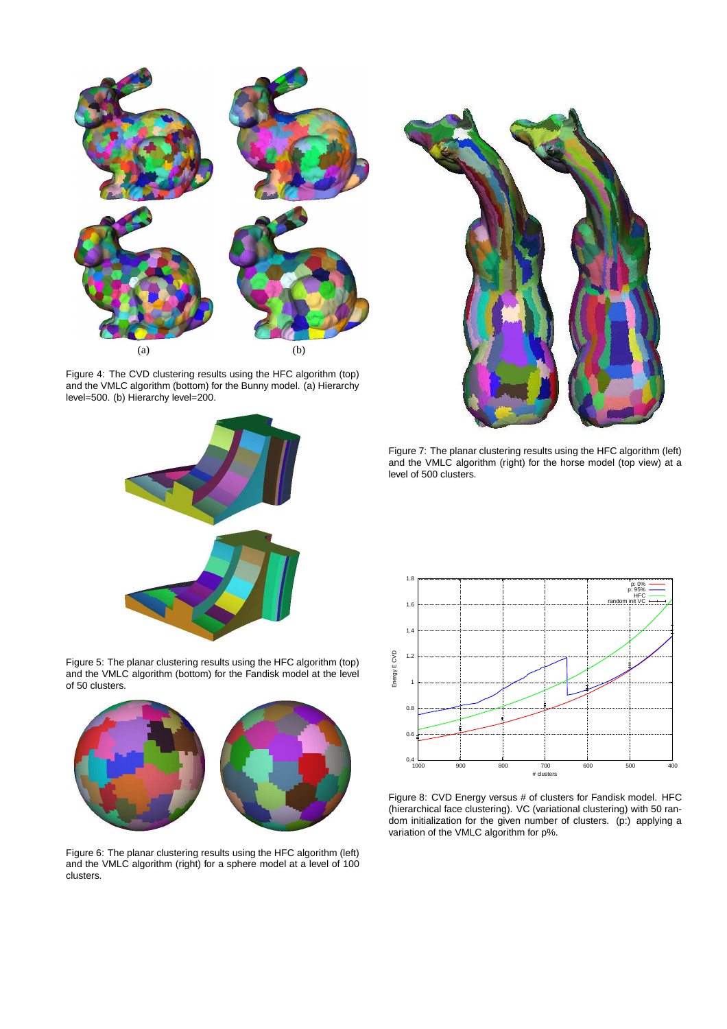(a) (b)

Figure 4: The CVD clustering results using the HFC algorithm (top) and the VMLC algorithm (bottom) for the Bunny model. (a) Hierarchy level=500. (b) Hierarchy level=200.

Figure 5: The planar clustering results using the HFC algorithm (top) and the VMLC algorithm (bottom) for the Fandisk model at the level of 50 clusters.

Figure 6: The planar clustering results using the HFC algorithm (left) and the VMLC algorithm (right) for a sphere model at a level of 100 clusters.

Figure 7: The planar clustering results using the HFC algorithm (left) and the VMLC algorithm (right) for the horse model (top view) at a level of 500 clusters.

Energy E CVD

1.8
1.6
1.4
1.2
1
0.8
0.6
0.4

1000 900 800 700 600 500 400

# clusters

p: 0%
p: 95%
HFC
random init VC

Figure 8: CVD Energy versus # of clusters for Fandisk model. HFC (hierarchical face clustering). VC (variational clustering) with 50 random initialization for the given number of clusters. (p:) applying a variation of the VMLC algorithm for p%.